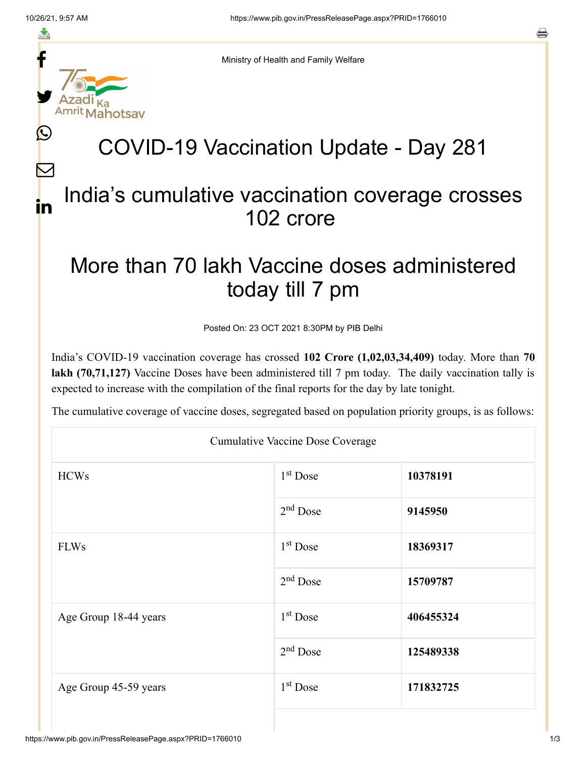Ministry of Health and Family Welfare

# COVID-19 Vaccination Update - Day 281

## India's cumulative vaccination coverage crosses 102 crore

## More than 70 lakh Vaccine doses administered today till 7 pm

Posted On: 23 OCT 2021 8:30PM by PIB Delhi

India's COVID-19 vaccination coverage has crossed **102 Crore (1,02,03,34,409)** today. More than **70 lakh (70,71,127)** Vaccine Doses have been administered till 7 pm today. The daily vaccination tally is expected to increase with the compilation of the final reports for the day by late tonight.

The cumulative coverage of vaccine doses, segregated based on population priority groups, is as follows:

| Cumulative Vaccine Dose Coverage | | |
|---|---|---|
| HCWs | 1st Dose | **10378191** |
| | 2nd Dose | **9145950** |
| FLWs | 1st Dose | **18369317** |
| | 2nd Dose | **15709787** |
| Age Group 18-44 years | 1st Dose | **406455324** |
| | 2nd Dose | **125489338** |
| Age Group 45-59 years | 1st Dose | **171832725** |
| | | |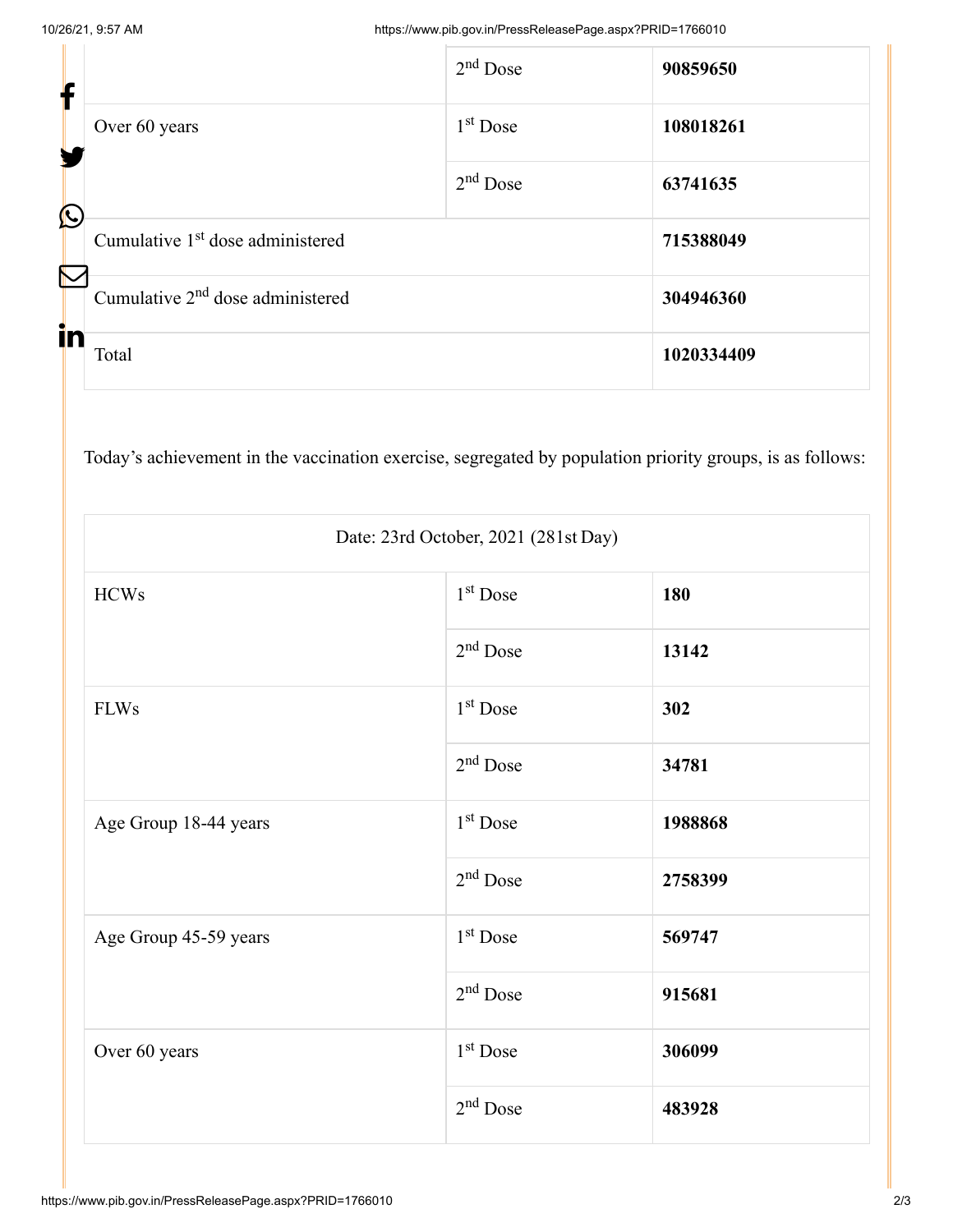| | | |
|---|---|---|
| | 2nd Dose | **90859650** |
| Over 60 years | 1st Dose | **108018261** |
| | 2nd Dose | **63741635** |
| Cumulative 1st dose administered | | **715388049** |
| Cumulative 2nd dose administered | | **304946360** |
| Total | | **1020334409** |

Today's achievement in the vaccination exercise, segregated by population priority groups, is as follows:

| Date: 23rd October, 2021 (281st Day) | | |
|---|---|---|
| HCWs | 1st Dose | **180** |
| | 2nd Dose | **13142** |
| FLWs | 1st Dose | **302** |
| | 2nd Dose | **34781** |
| Age Group 18-44 years | 1st Dose | **1988868** |
| | 2nd Dose | **2758399** |
| Age Group 45-59 years | 1st Dose | **569747** |
| | 2nd Dose | **915681** |
| Over 60 years | 1st Dose | **306099** |
| | 2nd Dose | **483928** |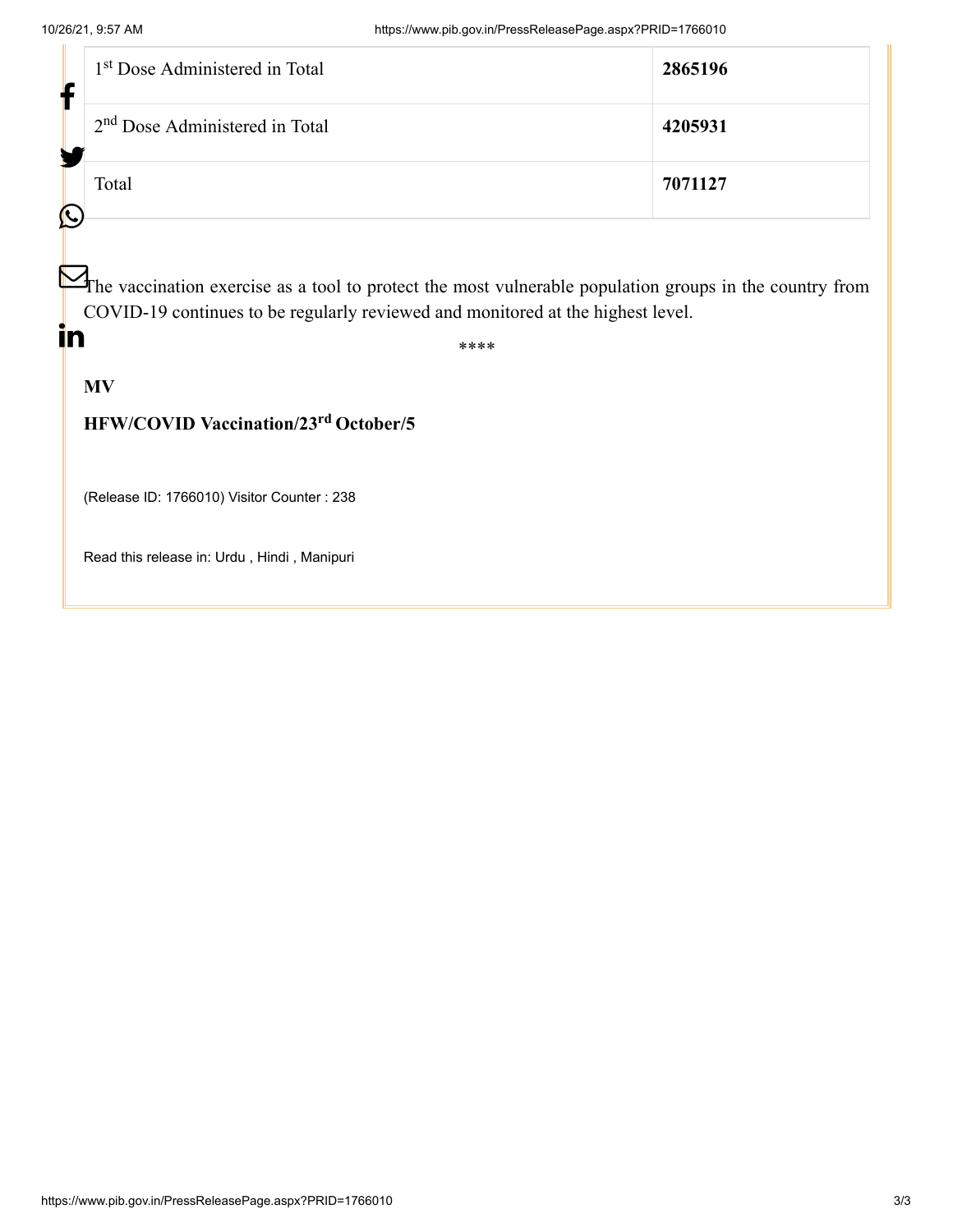| | |
|---|---|
| 1st Dose Administered in Total | **2865196** |
| 2nd Dose Administered in Total | **4205931** |
| Total | **7071127** |

The vaccination exercise as a tool to protect the most vulnerable population groups in the country from COVID-19 continues to be regularly reviewed and monitored at the highest level.

****

**MV**

**HFW/COVID Vaccination/23rd October/5**

(Release ID: 1766010) Visitor Counter : 238

Read this release in: Urdu , Hindi , Manipuri